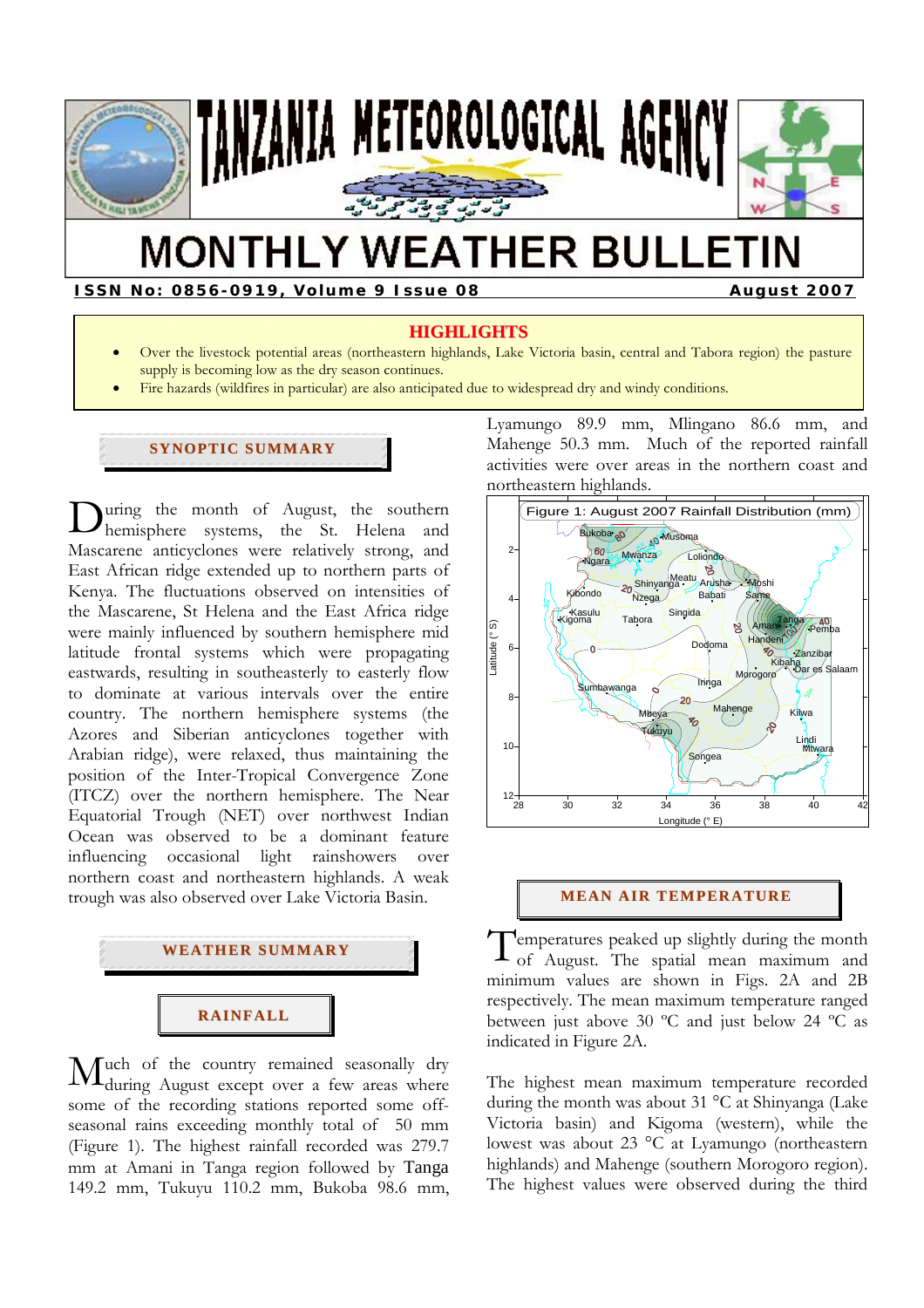# TANZANIA METEOROLOGICAL AGENCY

# MONTHLY WEATHER BULLETIN

**ISSN No: 0856-0919, Volume 9 Issue 08** **August 2007**

## HIGHLIGHTS

- Over the livestock potential areas (northeastern highlands, Lake Victoria basin, central and Tabora region) the pasture supply is becoming low as the dry season continues.
- Fire hazards (wildfires in particular) are also anticipated due to widespread dry and windy conditions.

## SYNOPTIC SUMMARY

During the month of August, the southern hemisphere systems, the St. Helena and Mascarene anticyclones were relatively strong, and East African ridge extended up to northern parts of Kenya. The fluctuations observed on intensities of the Mascarene, St Helena and the East Africa ridge were mainly influenced by southern hemisphere mid latitude frontal systems which were propagating eastwards, resulting in southeasterly to easterly flow to dominate at various intervals over the entire country. The northern hemisphere systems (the Azores and Siberian anticyclones together with Arabian ridge), were relaxed, thus maintaining the position of the Inter-Tropical Convergence Zone (ITCZ) over the northern hemisphere. The Near Equatorial Trough (NET) over northwest Indian Ocean was observed to be a dominant feature influencing occasional light rainshowers over northern coast and northeastern highlands. A weak trough was also observed over Lake Victoria Basin.

## WEATHER SUMMARY

### RAINFALL

Much of the country remained seasonally dry during August except over a few areas where some of the recording stations reported some off-seasonal rains exceeding monthly total of 50 mm (Figure 1). The highest rainfall recorded was 279.7 mm at Amani in Tanga region followed by Tanga 149.2 mm, Tukuyu 110.2 mm, Bukoba 98.6 mm, Lyamungo 89.9 mm, Mlingano 86.6 mm, and Mahenge 50.3 mm. Much of the reported rainfall activities were over areas in the northern coast and northeastern highlands.

Figure 1: August 2007 Rainfall Distribution (mm)

## MEAN AIR TEMPERATURE

Temperatures peaked up slightly during the month of August. The spatial mean maximum and minimum values are shown in Figs. 2A and 2B respectively. The mean maximum temperature ranged between just above 30 ºC and just below 24 ºC as indicated in Figure 2A.

The highest mean maximum temperature recorded during the month was about 31 °C at Shinyanga (Lake Victoria basin) and Kigoma (western), while the lowest was about 23 °C at Lyamungo (northeastern highlands) and Mahenge (southern Morogoro region). The highest values were observed during the third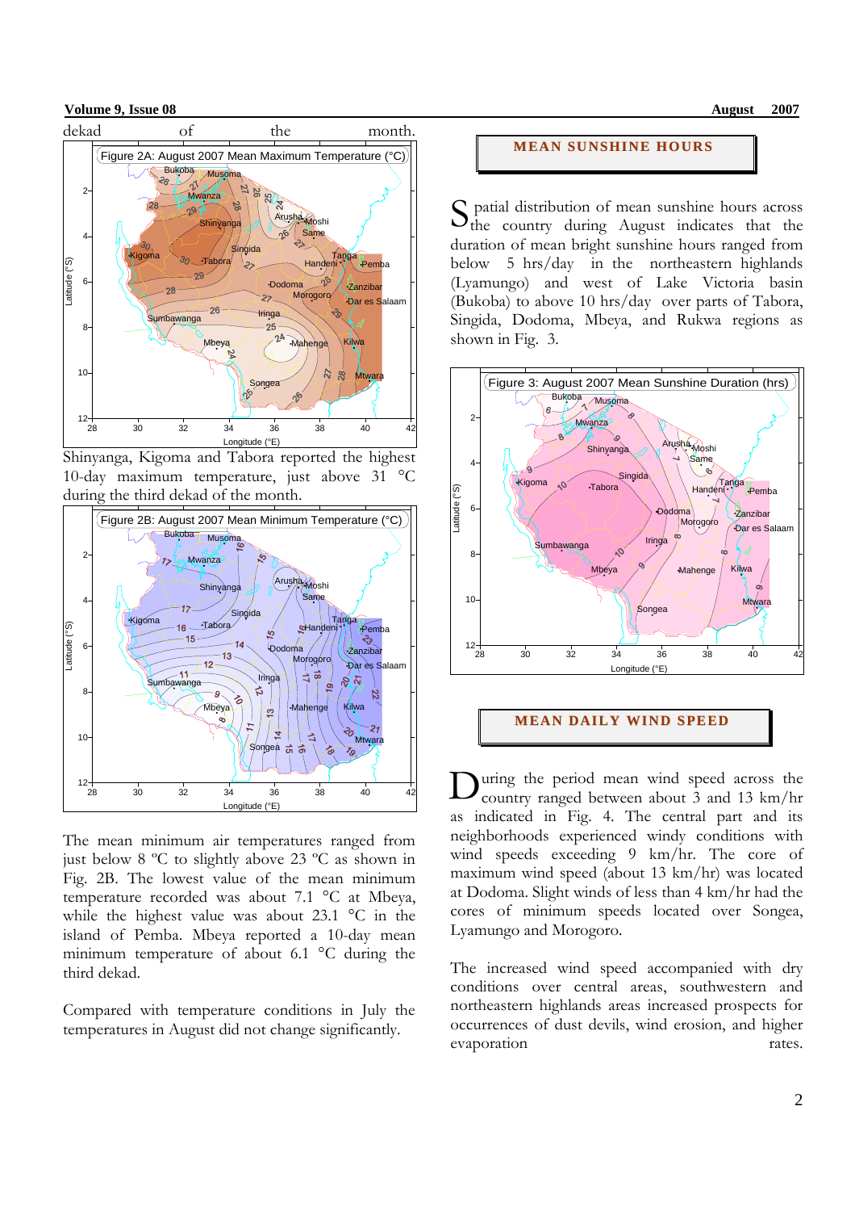dekad of the month.

Figure 2A: August 2007 Mean Maximum Temperature (°C)

Shinyanga, Kigoma and Tabora reported the highest 10-day maximum temperature, just above 31 °C during the third dekad of the month.

Figure 2B: August 2007 Mean Minimum Temperature (°C)

The mean minimum air temperatures ranged from just below 8 ºC to slightly above 23 ºC as shown in Fig. 2B. The lowest value of the mean minimum temperature recorded was about 7.1 °C at Mbeya, while the highest value was about 23.1 °C in the island of Pemba. Mbeya reported a 10-day mean minimum temperature of about 6.1 °C during the third dekad.

Compared with temperature conditions in July the temperatures in August did not change significantly.

## MEAN SUNSHINE HOURS

Spatial distribution of mean sunshine hours across the country during August indicates that the duration of mean bright sunshine hours ranged from below 5 hrs/day in the northeastern highlands (Lyamungo) and west of Lake Victoria basin (Bukoba) to above 10 hrs/day over parts of Tabora, Singida, Dodoma, Mbeya, and Rukwa regions as shown in Fig. 3.

Figure 3: August 2007 Mean Sunshine Duration (hrs)

## MEAN DAILY WIND SPEED

During the period mean wind speed across the country ranged between about 3 and 13 km/hr as indicated in Fig. 4. The central part and its neighborhoods experienced windy conditions with wind speeds exceeding 9 km/hr. The core of maximum wind speed (about 13 km/hr) was located at Dodoma. Slight winds of less than 4 km/hr had the cores of minimum speeds located over Songea, Lyamungo and Morogoro.

The increased wind speed accompanied with dry conditions over central areas, southwestern and northeastern highlands areas increased prospects for occurrences of dust devils, wind erosion, and higher evaporation rates.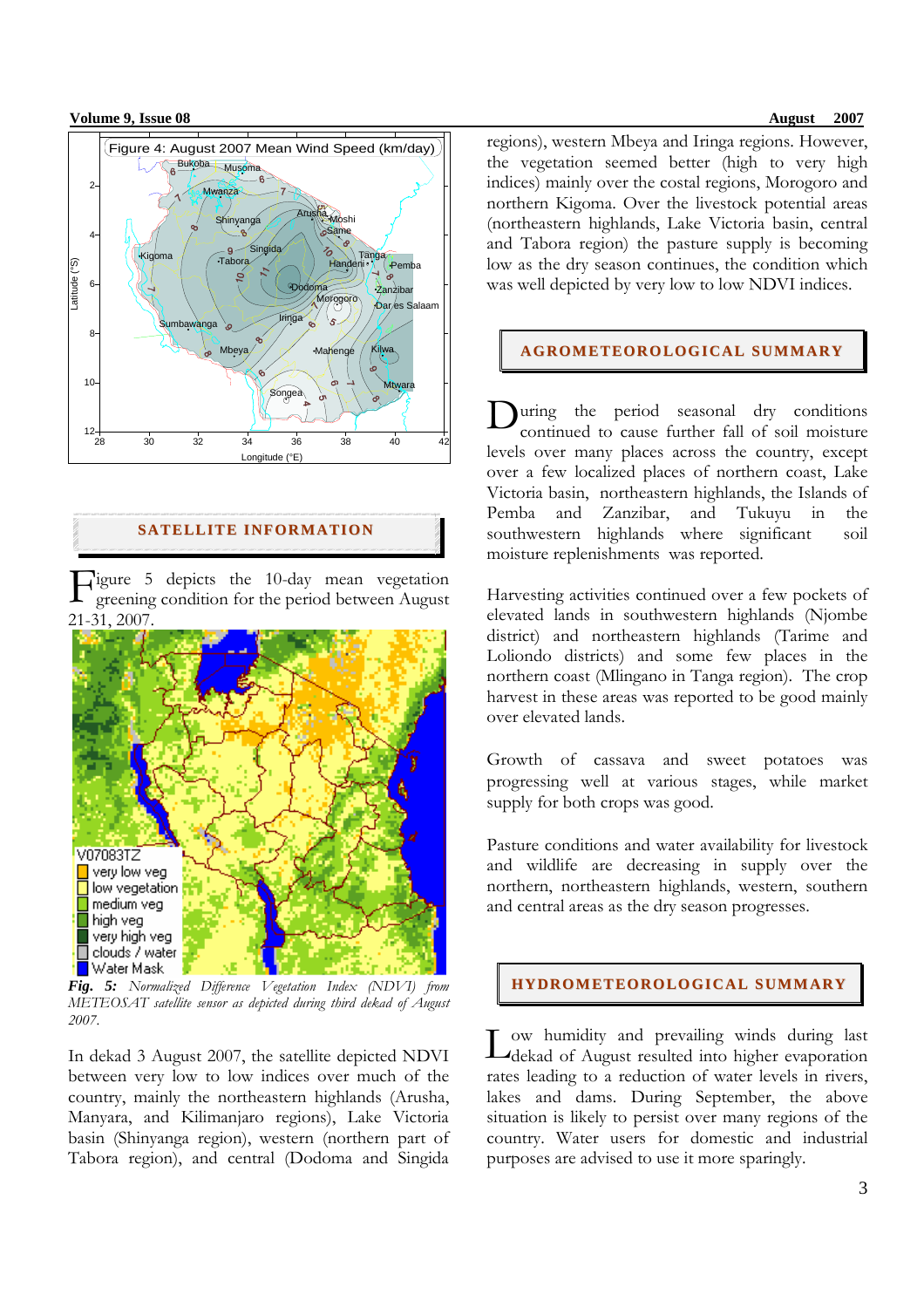Figure 4: August 2007 Mean Wind Speed (km/day)

## SATELLITE INFORMATION

Figure 5 depicts the 10-day mean vegetation greening condition for the period between August 21-31, 2007.

***Fig. 5:*** *Normalized Difference Vegetation Index (NDVI) from METEOSAT satellite sensor as depicted during third dekad of August 2007.*

In dekad 3 August 2007, the satellite depicted NDVI between very low to low indices over much of the country, mainly the northeastern highlands (Arusha, Manyara, and Kilimanjaro regions), Lake Victoria basin (Shinyanga region), western (northern part of Tabora region), and central (Dodoma and Singida regions), western Mbeya and Iringa regions. However, the vegetation seemed better (high to very high indices) mainly over the costal regions, Morogoro and northern Kigoma. Over the livestock potential areas (northeastern highlands, Lake Victoria basin, central and Tabora region) the pasture supply is becoming low as the dry season continues, the condition which was well depicted by very low to low NDVI indices.

## AGROMETEOROLOGICAL SUMMARY

During the period seasonal dry conditions continued to cause further fall of soil moisture levels over many places across the country, except over a few localized places of northern coast, Lake Victoria basin, northeastern highlands, the Islands of Pemba and Zanzibar, and Tukuyu in the southwestern highlands where significant soil moisture replenishments was reported.

Harvesting activities continued over a few pockets of elevated lands in southwestern highlands (Njombe district) and northeastern highlands (Tarime and Loliondo districts) and some few places in the northern coast (Mlingano in Tanga region). The crop harvest in these areas was reported to be good mainly over elevated lands.

Growth of cassava and sweet potatoes was progressing well at various stages, while market supply for both crops was good.

Pasture conditions and water availability for livestock and wildlife are decreasing in supply over the northern, northeastern highlands, western, southern and central areas as the dry season progresses.

## HYDROMETEOROLOGICAL SUMMARY

Low humidity and prevailing winds during last dekad of August resulted into higher evaporation rates leading to a reduction of water levels in rivers, lakes and dams. During September, the above situation is likely to persist over many regions of the country. Water users for domestic and industrial purposes are advised to use it more sparingly.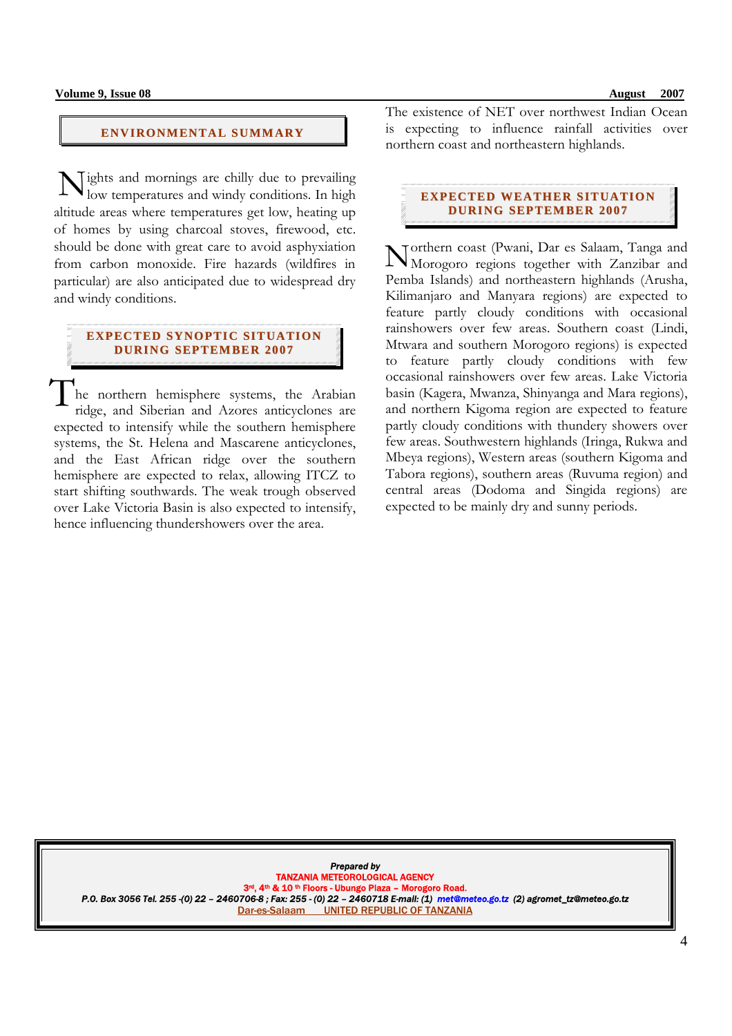## ENVIRONMENTAL SUMMARY

Nights and mornings are chilly due to prevailing low temperatures and windy conditions. In high altitude areas where temperatures get low, heating up of homes by using charcoal stoves, firewood, etc. should be done with great care to avoid asphyxiation from carbon monoxide. Fire hazards (wildfires in particular) are also anticipated due to widespread dry and windy conditions.

## EXPECTED SYNOPTIC SITUATION DURING SEPTEMBER 2007

The northern hemisphere systems, the Arabian ridge, and Siberian and Azores anticyclones are expected to intensify while the southern hemisphere systems, the St. Helena and Mascarene anticyclones, and the East African ridge over the southern hemisphere are expected to relax, allowing ITCZ to start shifting southwards. The weak trough observed over Lake Victoria Basin is also expected to intensify, hence influencing thundershowers over the area. The existence of NET over northwest Indian Ocean is expecting to influence rainfall activities over northern coast and northeastern highlands.

## EXPECTED WEATHER SITUATION DURING SEPTEMBER 2007

Northern coast (Pwani, Dar es Salaam, Tanga and Morogoro regions together with Zanzibar and Pemba Islands) and northeastern highlands (Arusha, Kilimanjaro and Manyara regions) are expected to feature partly cloudy conditions with occasional rainshowers over few areas. Southern coast (Lindi, Mtwara and southern Morogoro regions) is expected to feature partly cloudy conditions with few occasional rainshowers over few areas. Lake Victoria basin (Kagera, Mwanza, Shinyanga and Mara regions), and northern Kigoma region are expected to feature partly cloudy conditions with thundery showers over few areas. Southwestern highlands (Iringa, Rukwa and Mbeya regions), Western areas (southern Kigoma and Tabora regions), southern areas (Ruvuma region) and central areas (Dodoma and Singida regions) are expected to be mainly dry and sunny periods.

*Prepared by*
**TANZANIA METEOROLOGICAL AGENCY**
3rd, 4th & 10th Floors - Ubungo Plaza – Morogoro Road.
*P.O. Box 3056 Tel. 255 -(0) 22 – 2460706-8 ; Fax: 255 - (0) 22 – 2460718 E-mail: (1) met@meteo.go.tz (2) agromet_tz@meteo.go.tz*
Dar-es-Salaam UNITED REPUBLIC OF TANZANIA